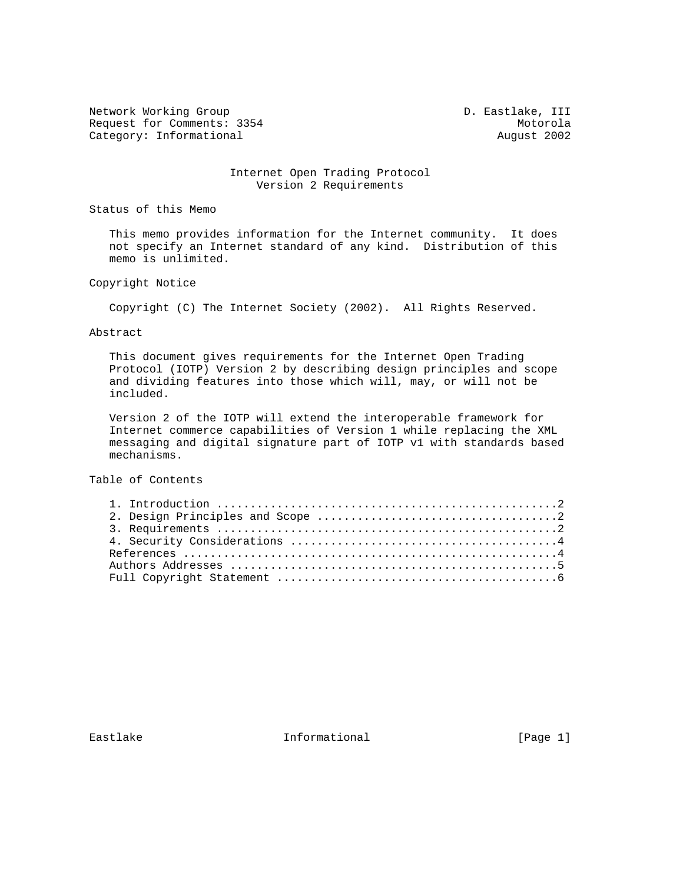Network Working Group D. Eastlake, III
Request for Comments: 3354 Motorola
Category: Informational August 2002

# Internet Open Trading Protocol Version 2 Requirements

## Status of this Memo

This memo provides information for the Internet community. It does not specify an Internet standard of any kind. Distribution of this memo is unlimited.

## Copyright Notice

Copyright (C) The Internet Society (2002). All Rights Reserved.

## Abstract

This document gives requirements for the Internet Open Trading Protocol (IOTP) Version 2 by describing design principles and scope and dividing features into those which will, may, or will not be included.

Version 2 of the IOTP will extend the interoperable framework for Internet commerce capabilities of Version 1 while replacing the XML messaging and digital signature part of IOTP v1 with standards based mechanisms.

## Table of Contents

1. Introduction ..................................................2
2. Design Principles and Scope ...................................2
3. Requirements ..................................................2
4. Security Considerations .......................................4

References .......................................................4
Authors Addresses ................................................5
Full Copyright Statement .........................................6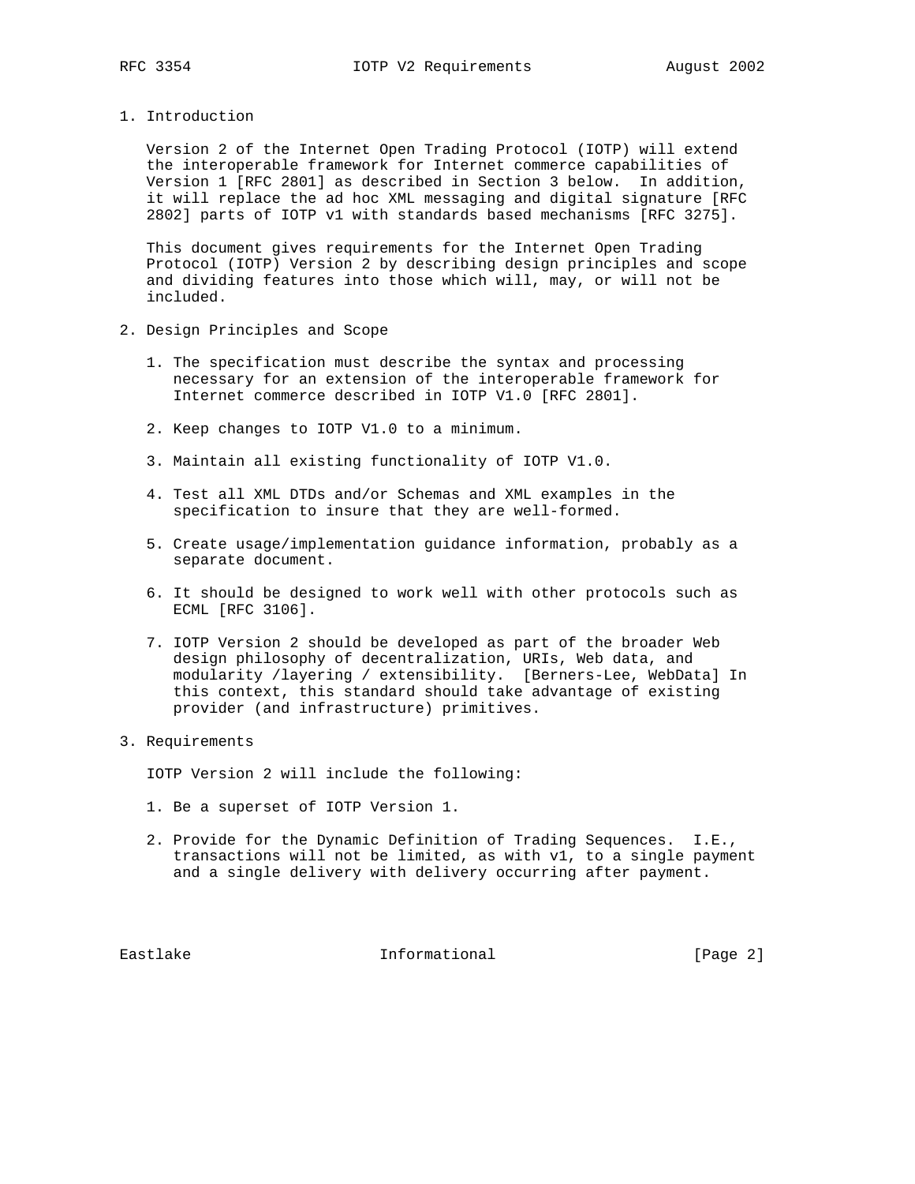## 1. Introduction

Version 2 of the Internet Open Trading Protocol (IOTP) will extend the interoperable framework for Internet commerce capabilities of Version 1 [RFC 2801] as described in Section 3 below. In addition, it will replace the ad hoc XML messaging and digital signature [RFC 2802] parts of IOTP v1 with standards based mechanisms [RFC 3275].

This document gives requirements for the Internet Open Trading Protocol (IOTP) Version 2 by describing design principles and scope and dividing features into those which will, may, or will not be included.

## 2. Design Principles and Scope

1. The specification must describe the syntax and processing necessary for an extension of the interoperable framework for Internet commerce described in IOTP V1.0 [RFC 2801].

2. Keep changes to IOTP V1.0 to a minimum.

3. Maintain all existing functionality of IOTP V1.0.

4. Test all XML DTDs and/or Schemas and XML examples in the specification to insure that they are well-formed.

5. Create usage/implementation guidance information, probably as a separate document.

6. It should be designed to work well with other protocols such as ECML [RFC 3106].

7. IOTP Version 2 should be developed as part of the broader Web design philosophy of decentralization, URIs, Web data, and modularity /layering / extensibility. [Berners-Lee, WebData] In this context, this standard should take advantage of existing provider (and infrastructure) primitives.

## 3. Requirements

IOTP Version 2 will include the following:

1. Be a superset of IOTP Version 1.

2. Provide for the Dynamic Definition of Trading Sequences. I.E., transactions will not be limited, as with v1, to a single payment and a single delivery with delivery occurring after payment.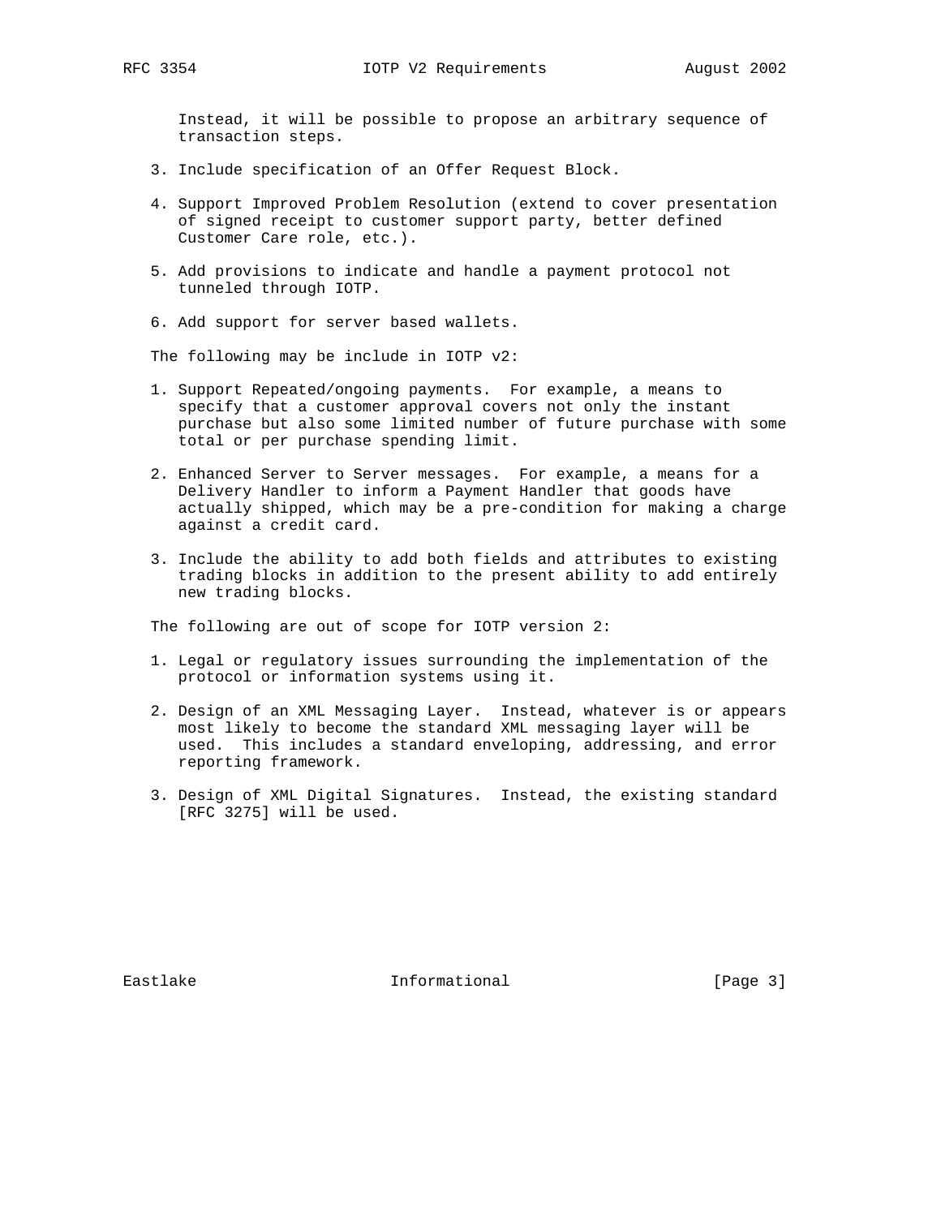Instead, it will be possible to propose an arbitrary sequence of transaction steps.

3. Include specification of an Offer Request Block.

4. Support Improved Problem Resolution (extend to cover presentation of signed receipt to customer support party, better defined Customer Care role, etc.).

5. Add provisions to indicate and handle a payment protocol not tunneled through IOTP.

6. Add support for server based wallets.

The following may be include in IOTP v2:

1. Support Repeated/ongoing payments. For example, a means to specify that a customer approval covers not only the instant purchase but also some limited number of future purchase with some total or per purchase spending limit.

2. Enhanced Server to Server messages. For example, a means for a Delivery Handler to inform a Payment Handler that goods have actually shipped, which may be a pre-condition for making a charge against a credit card.

3. Include the ability to add both fields and attributes to existing trading blocks in addition to the present ability to add entirely new trading blocks.

The following are out of scope for IOTP version 2:

1. Legal or regulatory issues surrounding the implementation of the protocol or information systems using it.

2. Design of an XML Messaging Layer. Instead, whatever is or appears most likely to become the standard XML messaging layer will be used. This includes a standard enveloping, addressing, and error reporting framework.

3. Design of XML Digital Signatures. Instead, the existing standard [RFC 3275] will be used.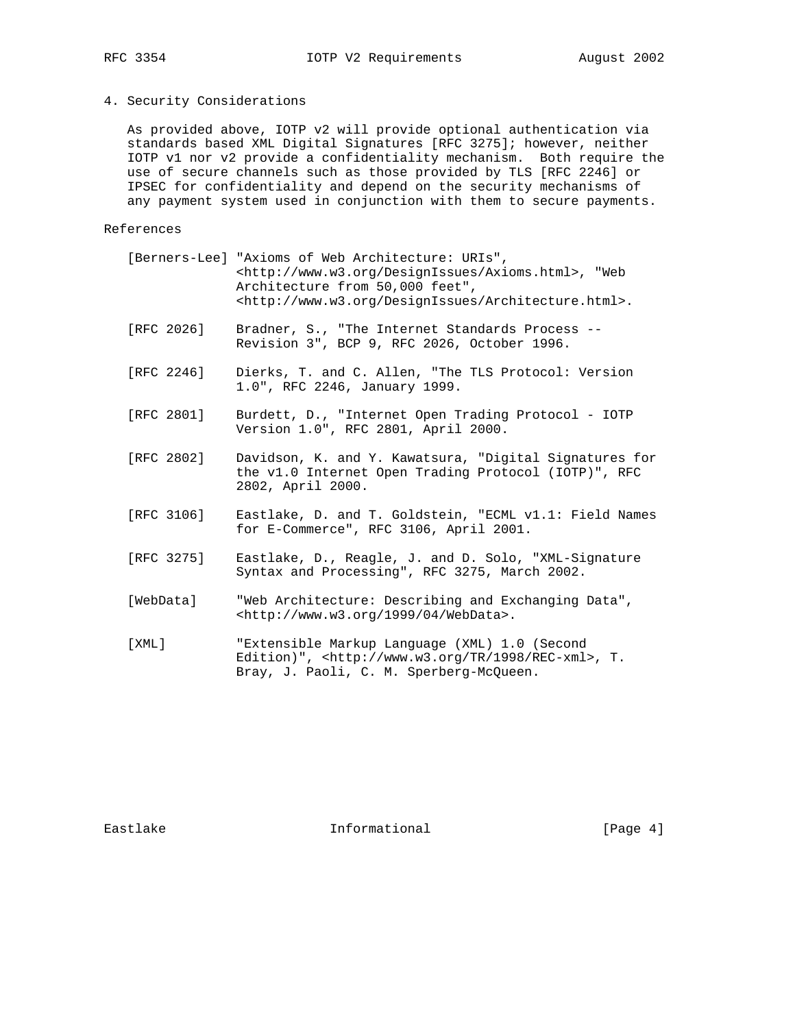## 4. Security Considerations

As provided above, IOTP v2 will provide optional authentication via standards based XML Digital Signatures [RFC 3275]; however, neither IOTP v1 nor v2 provide a confidentiality mechanism. Both require the use of secure channels such as those provided by TLS [RFC 2246] or IPSEC for confidentiality and depend on the security mechanisms of any payment system used in conjunction with them to secure payments.

## References

[Berners-Lee] "Axioms of Web Architecture: URIs", <http://www.w3.org/DesignIssues/Axioms.html>, "Web Architecture from 50,000 feet", <http://www.w3.org/DesignIssues/Architecture.html>.

[RFC 2026] Bradner, S., "The Internet Standards Process -- Revision 3", BCP 9, RFC 2026, October 1996.

[RFC 2246] Dierks, T. and C. Allen, "The TLS Protocol: Version 1.0", RFC 2246, January 1999.

[RFC 2801] Burdett, D., "Internet Open Trading Protocol - IOTP Version 1.0", RFC 2801, April 2000.

[RFC 2802] Davidson, K. and Y. Kawatsura, "Digital Signatures for the v1.0 Internet Open Trading Protocol (IOTP)", RFC 2802, April 2000.

[RFC 3106] Eastlake, D. and T. Goldstein, "ECML v1.1: Field Names for E-Commerce", RFC 3106, April 2001.

[RFC 3275] Eastlake, D., Reagle, J. and D. Solo, "XML-Signature Syntax and Processing", RFC 3275, March 2002.

[WebData] "Web Architecture: Describing and Exchanging Data", <http://www.w3.org/1999/04/WebData>.

[XML] "Extensible Markup Language (XML) 1.0 (Second Edition)", <http://www.w3.org/TR/1998/REC-xml>, T. Bray, J. Paoli, C. M. Sperberg-McQueen.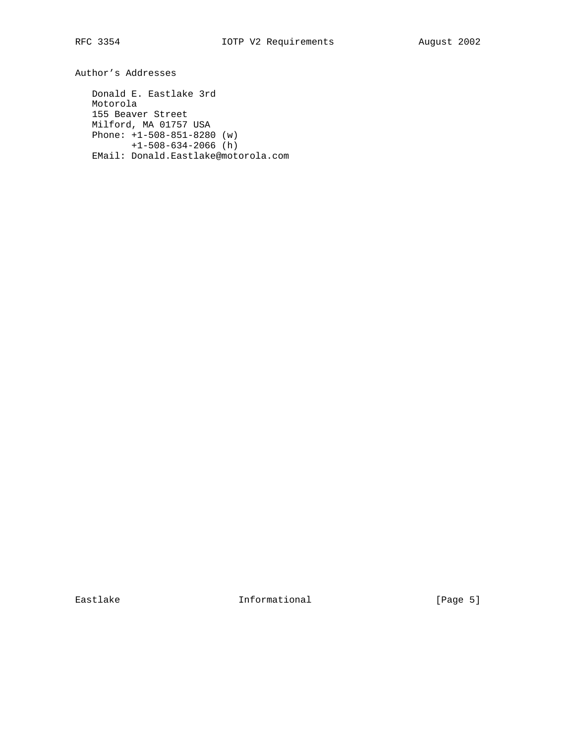## Author's Addresses

Donald E. Eastlake 3rd
Motorola
155 Beaver Street
Milford, MA 01757 USA
Phone: +1-508-851-8280 (w)
       +1-508-634-2066 (h)
EMail: Donald.Eastlake@motorola.com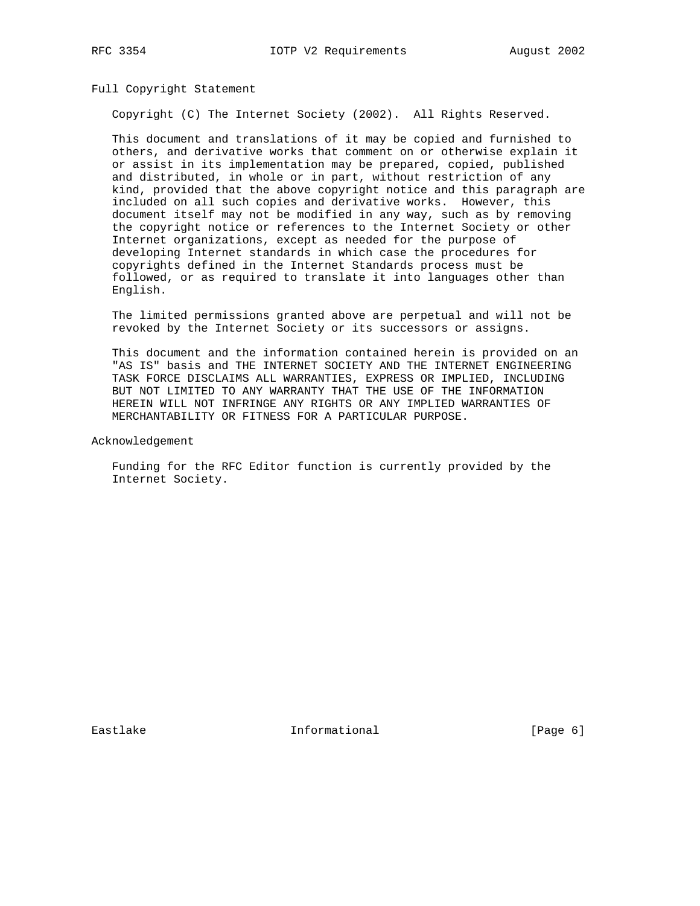## Full Copyright Statement

Copyright (C) The Internet Society (2002). All Rights Reserved.

This document and translations of it may be copied and furnished to others, and derivative works that comment on or otherwise explain it or assist in its implementation may be prepared, copied, published and distributed, in whole or in part, without restriction of any kind, provided that the above copyright notice and this paragraph are included on all such copies and derivative works. However, this document itself may not be modified in any way, such as by removing the copyright notice or references to the Internet Society or other Internet organizations, except as needed for the purpose of developing Internet standards in which case the procedures for copyrights defined in the Internet Standards process must be followed, or as required to translate it into languages other than English.

The limited permissions granted above are perpetual and will not be revoked by the Internet Society or its successors or assigns.

This document and the information contained herein is provided on an "AS IS" basis and THE INTERNET SOCIETY AND THE INTERNET ENGINEERING TASK FORCE DISCLAIMS ALL WARRANTIES, EXPRESS OR IMPLIED, INCLUDING BUT NOT LIMITED TO ANY WARRANTY THAT THE USE OF THE INFORMATION HEREIN WILL NOT INFRINGE ANY RIGHTS OR ANY IMPLIED WARRANTIES OF MERCHANTABILITY OR FITNESS FOR A PARTICULAR PURPOSE.

## Acknowledgement

Funding for the RFC Editor function is currently provided by the Internet Society.